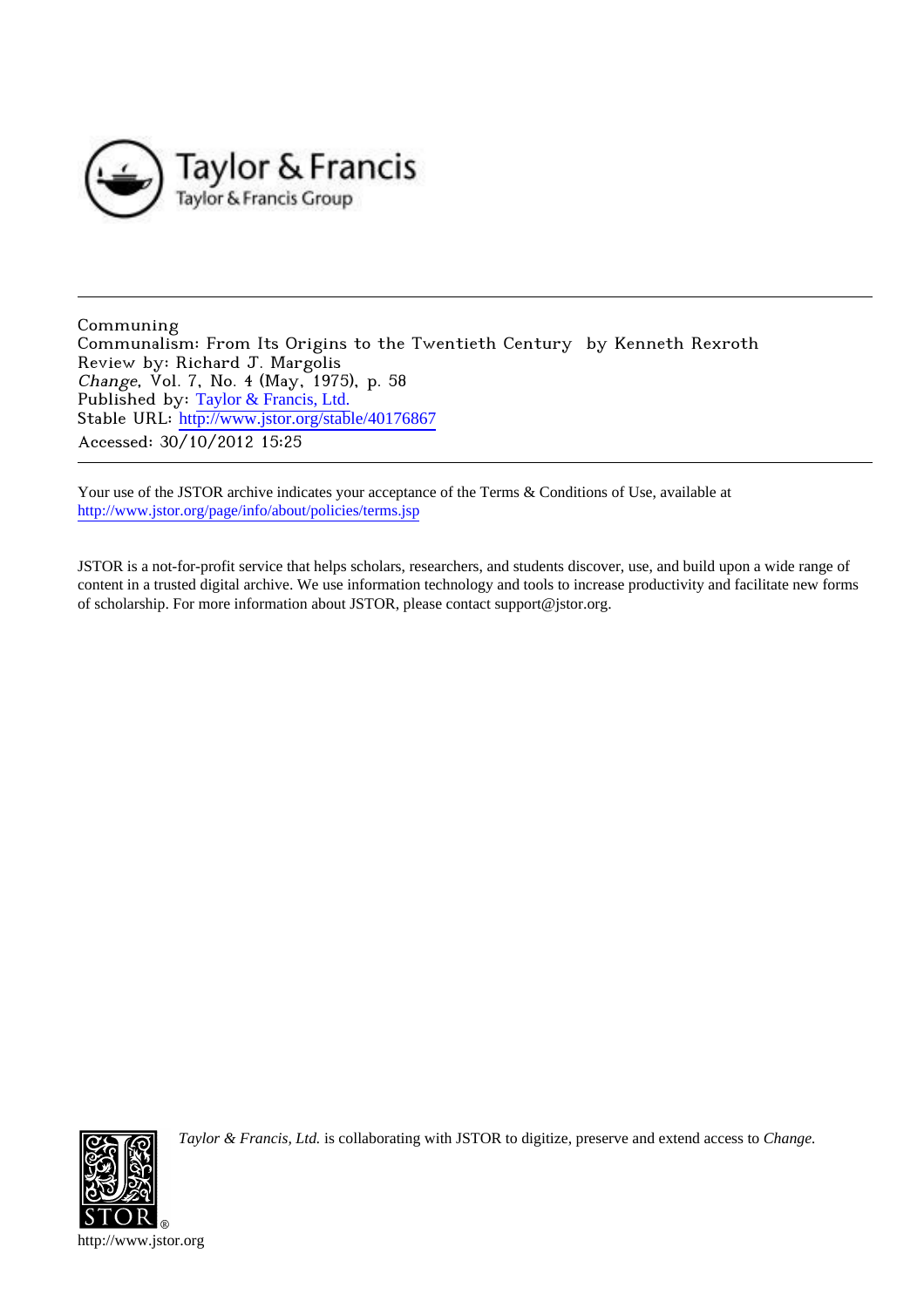Taylor & Francis
Taylor & Francis Group

---

Communing
Communalism: From Its Origins to the Twentieth Century by Kenneth Rexroth
Review by: Richard J. Margolis
*Change*, Vol. 7, No. 4 (May, 1975), p. 58
Published by: Taylor & Francis, Ltd.
Stable URL: http://www.jstor.org/stable/40176867
Accessed: 30/10/2012 15:25

---

Your use of the JSTOR archive indicates your acceptance of the Terms & Conditions of Use, available at
http://www.jstor.org/page/info/about/policies/terms.jsp

JSTOR is a not-for-profit service that helps scholars, researchers, and students discover, use, and build upon a wide range of content in a trusted digital archive. We use information technology and tools to increase productivity and facilitate new forms of scholarship. For more information about JSTOR, please contact support@jstor.org.

*Taylor & Francis, Ltd.* is collaborating with JSTOR to digitize, preserve and extend access to *Change.*

http://www.jstor.org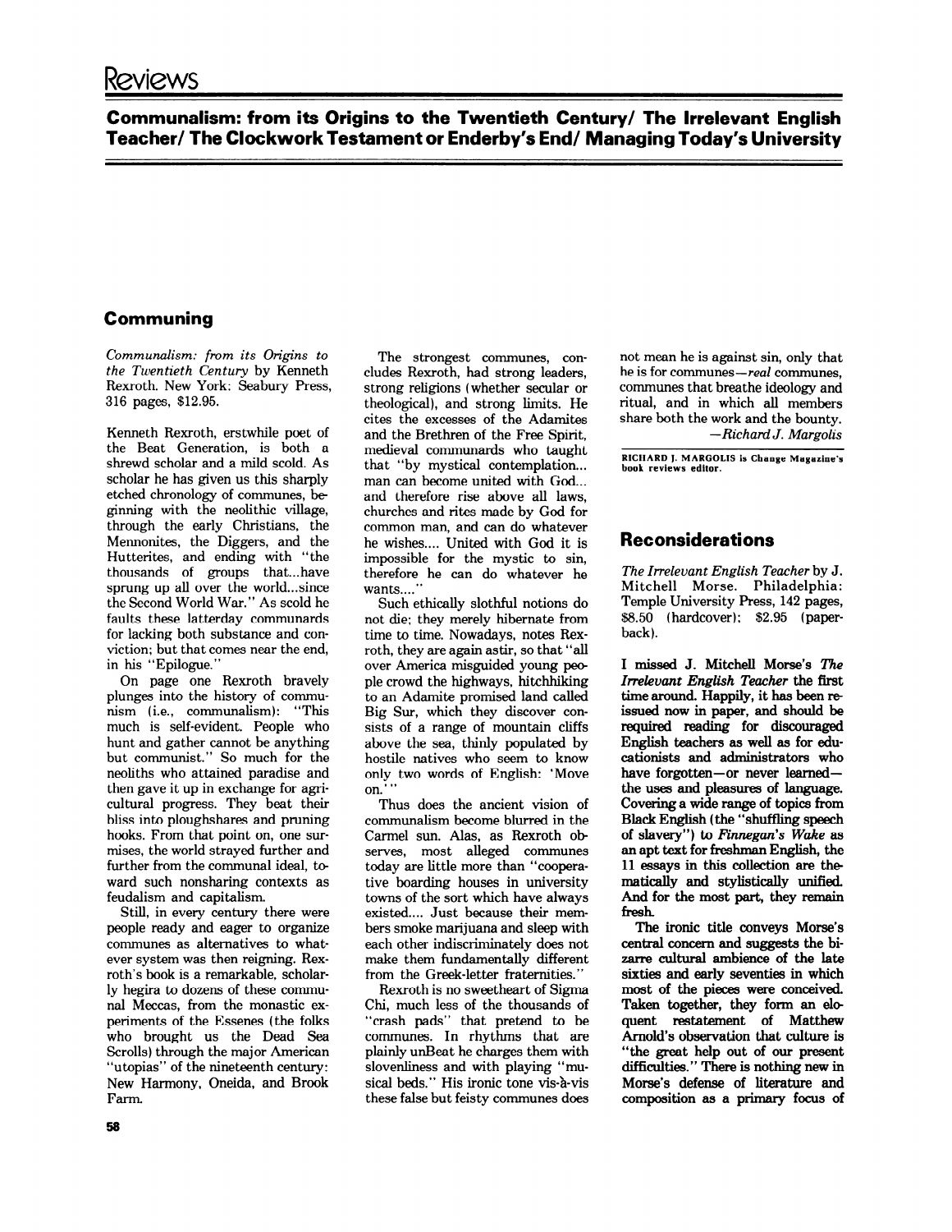# Reviews

**Communalism: from its Origins to the Twentieth Century/ The Irrelevant English Teacher/ The Clockwork Testament or Enderby's End/ Managing Today's University**

## Communing

*Communalism: from its Origins to the Twentieth Century* by Kenneth Rexroth. New York: Seabury Press, 316 pages, $12.95.

Kenneth Rexroth, erstwhile poet of the Beat Generation, is both a shrewd scholar and a mild scold. As scholar he has given us this sharply etched chronology of communes, beginning with the neolithic village, through the early Christians, the Mennonites, the Diggers, and the Hutterites, and ending with "the thousands of groups that...have sprung up all over the world...since the Second World War." As scold he faults these latterday communards for lacking both substance and conviction; but that comes near the end, in his "Epilogue."

On page one Rexroth bravely plunges into the history of communism (i.e., communalism): "This much is self-evident. People who hunt and gather cannot be anything but communist." So much for the neoliths who attained paradise and then gave it up in exchange for agricultural progress. They beat their bliss into ploughshares and pruning hooks. From that point on, one surmises, the world strayed further and further from the communal ideal, toward such nonsharing contexts as feudalism and capitalism.

Still, in every century there were people ready and eager to organize communes as alternatives to whatever system was then reigning. Rexroth's book is a remarkable, scholarly hegira to dozens of these communal Meccas, from the monastic experiments of the Essenes (the folks who brought us the Dead Sea Scrolls) through the major American "utopias" of the nineteenth century: New Harmony, Oneida, and Brook Farm.

The strongest communes, concludes Rexroth, had strong leaders, strong religions (whether secular or theological), and strong limits. He cites the excesses of the Adamites and the Brethren of the Free Spirit, medieval communards who taught that "by mystical contemplation... man can become united with God... and therefore rise above all laws, churches and rites made by God for common man, and can do whatever he wishes.... United with God it is impossible for the mystic to sin, therefore he can do whatever he wants...."

Such ethically slothful notions do not die; they merely hibernate from time to time. Nowadays, notes Rexroth, they are again astir, so that "all over America misguided young people crowd the highways, hitchhiking to an Adamite promised land called Big Sur, which they discover consists of a range of mountain cliffs above the sea, thinly populated by hostile natives who seem to know only two words of English: 'Move on.'"

Thus does the ancient vision of communalism become blurred in the Carmel sun. Alas, as Rexroth observes, most alleged communes today are little more than "cooperative boarding houses in university towns of the sort which have always existed.... Just because their members smoke marijuana and sleep with each other indiscriminately does not make them fundamentally different from the Greek-letter fraternities."

Rexroth is no sweetheart of Sigma Chi, much less of the thousands of "crash pads" that pretend to be communes. In rhythms that are plainly unBeat he charges them with slovenliness and with playing "musical beds." His ironic tone vis-à-vis these false but feisty communes does not mean he is against sin, only that he is for communes—*real* communes, communes that breathe ideology and ritual, and in which all members share both the work and the bounty.

—*Richard J. Margolis*

RICHARD J. MARGOLIS is Change Magazine's book reviews editor.

## Reconsiderations

*The Irrelevant English Teacher* by J. Mitchell Morse. Philadelphia: Temple University Press, 142 pages, $8.50 (hardcover); $2.95 (paperback).

I missed J. Mitchell Morse's *The Irrelevant English Teacher* the first time around. Happily, it has been reissued now in paper, and should be required reading for discouraged English teachers as well as for educationists and administrators who have forgotten—or never learned—the uses and pleasures of language. Covering a wide range of topics from Black English (the "shuffling speech of slavery") to *Finnegan's Wake* as an apt text for freshman English, the 11 essays in this collection are thematically and stylistically unified. And for the most part, they remain fresh.

The ironic title conveys Morse's central concern and suggests the bizarre cultural ambience of the late sixties and early seventies in which most of the pieces were conceived. Taken together, they form an eloquent restatement of Matthew Arnold's observation that culture is "the great help out of our present difficulties." There is nothing new in Morse's defense of literature and composition as a primary focus of